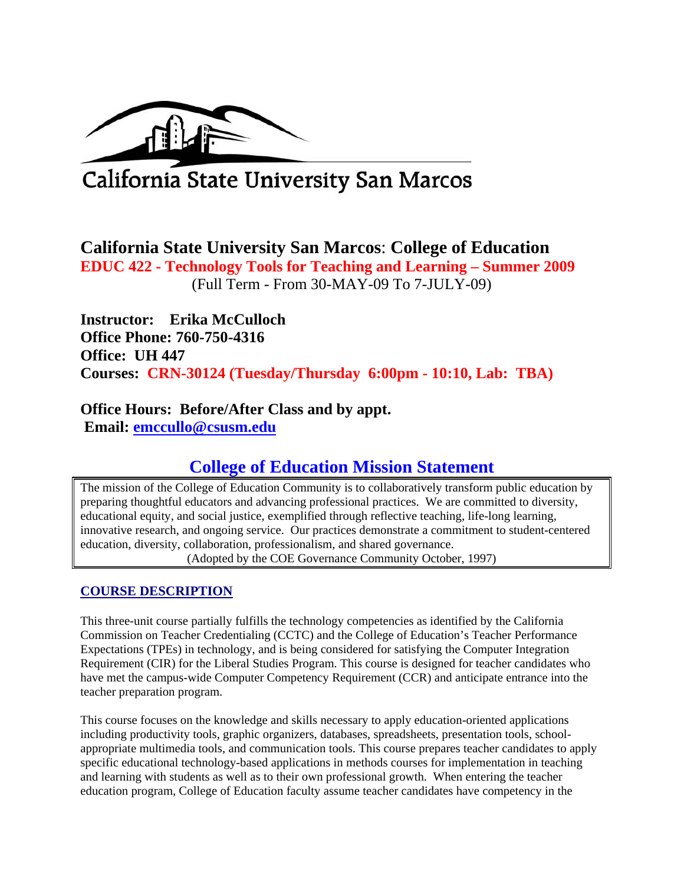California State University San Marcos

# California State University San Marcos: College of Education

## EDUC 422 - Technology Tools for Teaching and Learning – Summer 2009

(Full Term - From 30-MAY-09 To 7-JULY-09)

**Instructor: Erika McCulloch**
**Office Phone: 760-750-4316**
**Office: UH 447**
**Courses: CRN-30124 (Tuesday/Thursday 6:00pm - 10:10, Lab: TBA)**

**Office Hours: Before/After Class and by appt.**
**Email: emccullo@csusm.edu**

## College of Education Mission Statement

The mission of the College of Education Community is to collaboratively transform public education by preparing thoughtful educators and advancing professional practices. We are committed to diversity, educational equity, and social justice, exemplified through reflective teaching, life-long learning, innovative research, and ongoing service. Our practices demonstrate a commitment to student-centered education, diversity, collaboration, professionalism, and shared governance.
(Adopted by the COE Governance Community October, 1997)

### COURSE DESCRIPTION

This three-unit course partially fulfills the technology competencies as identified by the California Commission on Teacher Credentialing (CCTC) and the College of Education's Teacher Performance Expectations (TPEs) in technology, and is being considered for satisfying the Computer Integration Requirement (CIR) for the Liberal Studies Program. This course is designed for teacher candidates who have met the campus-wide Computer Competency Requirement (CCR) and anticipate entrance into the teacher preparation program.

This course focuses on the knowledge and skills necessary to apply education-oriented applications including productivity tools, graphic organizers, databases, spreadsheets, presentation tools, school-appropriate multimedia tools, and communication tools. This course prepares teacher candidates to apply specific educational technology-based applications in methods courses for implementation in teaching and learning with students as well as to their own professional growth. When entering the teacher education program, College of Education faculty assume teacher candidates have competency in the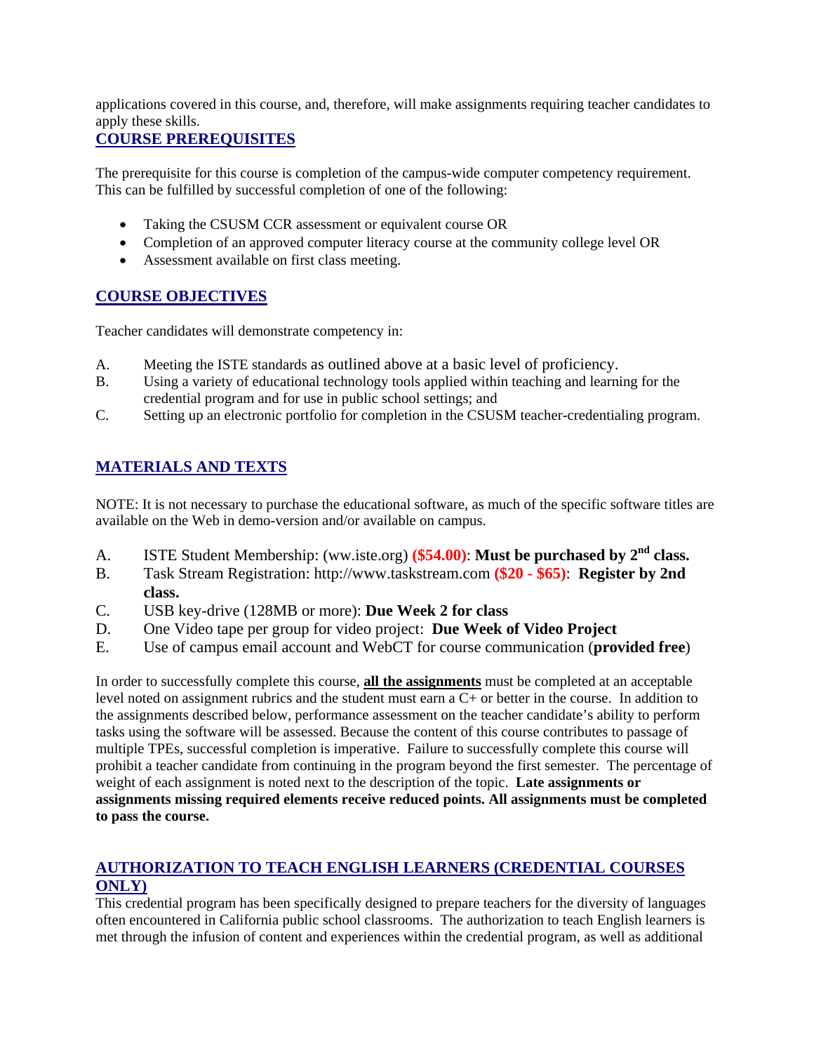applications covered in this course, and, therefore, will make assignments requiring teacher candidates to apply these skills.

## COURSE PREREQUISITES

The prerequisite for this course is completion of the campus-wide computer competency requirement. This can be fulfilled by successful completion of one of the following:

- Taking the CSUSM CCR assessment or equivalent course OR
- Completion of an approved computer literacy course at the community college level OR
- Assessment available on first class meeting.

## COURSE OBJECTIVES

Teacher candidates will demonstrate competency in:

A. Meeting the ISTE standards as outlined above at a basic level of proficiency.
B. Using a variety of educational technology tools applied within teaching and learning for the credential program and for use in public school settings; and
C. Setting up an electronic portfolio for completion in the CSUSM teacher-credentialing program.

## MATERIALS AND TEXTS

NOTE: It is not necessary to purchase the educational software, as much of the specific software titles are available on the Web in demo-version and/or available on campus.

A. ISTE Student Membership: (ww.iste.org) **($54.00)**: **Must be purchased by 2nd class.**
B. Task Stream Registration: http://www.taskstream.com **($20 - $65)**: **Register by 2nd class.**
C. USB key-drive (128MB or more): **Due Week 2 for class**
D. One Video tape per group for video project: **Due Week of Video Project**
E. Use of campus email account and WebCT for course communication (**provided free**)

In order to successfully complete this course, **all the assignments** must be completed at an acceptable level noted on assignment rubrics and the student must earn a C+ or better in the course. In addition to the assignments described below, performance assessment on the teacher candidate's ability to perform tasks using the software will be assessed. Because the content of this course contributes to passage of multiple TPEs, successful completion is imperative. Failure to successfully complete this course will prohibit a teacher candidate from continuing in the program beyond the first semester. The percentage of weight of each assignment is noted next to the description of the topic. **Late assignments or assignments missing required elements receive reduced points. All assignments must be completed to pass the course.**

## AUTHORIZATION TO TEACH ENGLISH LEARNERS (CREDENTIAL COURSES ONLY)

This credential program has been specifically designed to prepare teachers for the diversity of languages often encountered in California public school classrooms. The authorization to teach English learners is met through the infusion of content and experiences within the credential program, as well as additional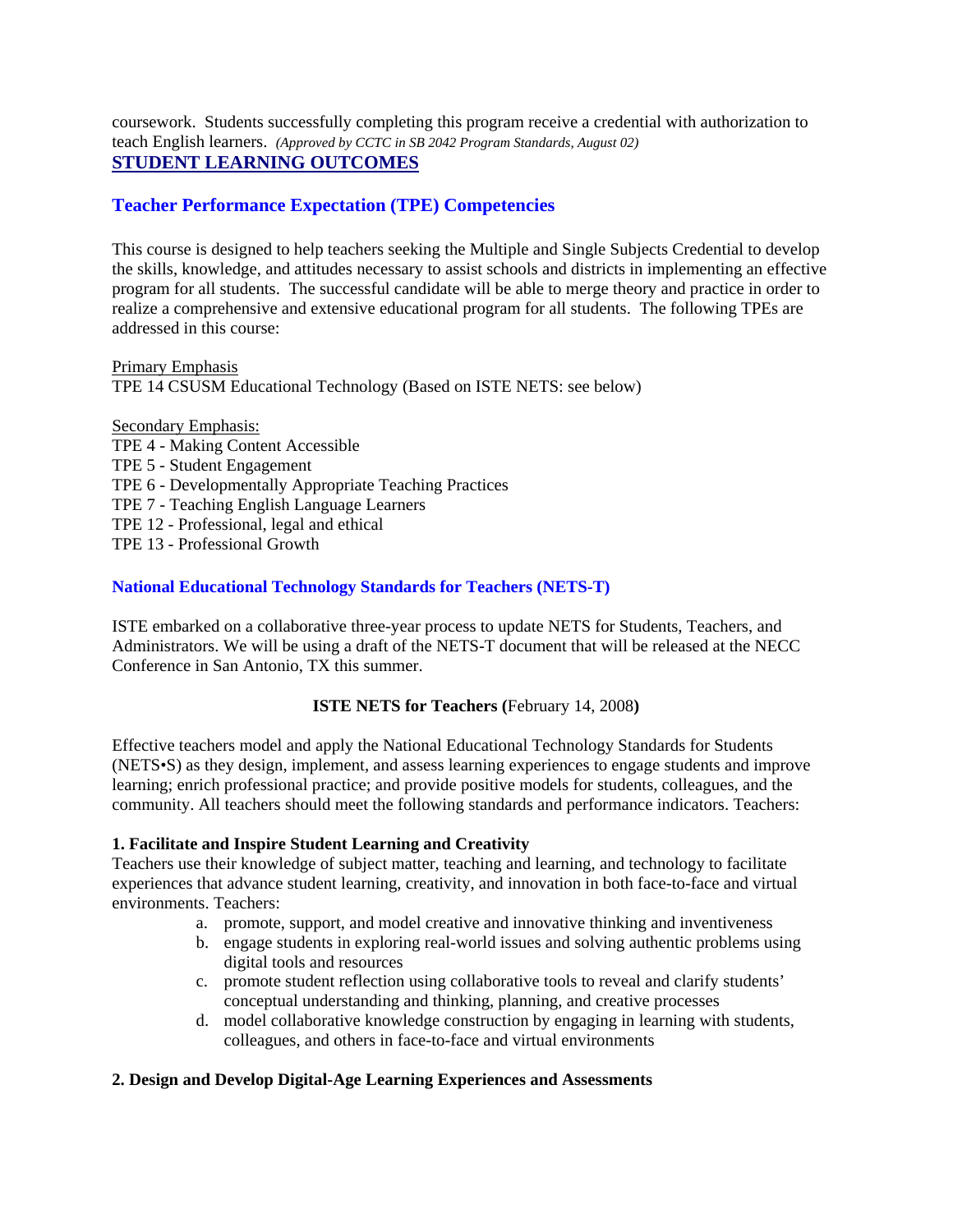coursework. Students successfully completing this program receive a credential with authorization to teach English learners. *(Approved by CCTC in SB 2042 Program Standards, August 02)*

## STUDENT LEARNING OUTCOMES

### Teacher Performance Expectation (TPE) Competencies

This course is designed to help teachers seeking the Multiple and Single Subjects Credential to develop the skills, knowledge, and attitudes necessary to assist schools and districts in implementing an effective program for all students. The successful candidate will be able to merge theory and practice in order to realize a comprehensive and extensive educational program for all students. The following TPEs are addressed in this course:

Primary Emphasis
TPE 14 CSUSM Educational Technology (Based on ISTE NETS: see below)

Secondary Emphasis:
TPE 4 - Making Content Accessible
TPE 5 - Student Engagement
TPE 6 - Developmentally Appropriate Teaching Practices
TPE 7 - Teaching English Language Learners
TPE 12 - Professional, legal and ethical
TPE 13 - Professional Growth

### National Educational Technology Standards for Teachers (NETS-T)

ISTE embarked on a collaborative three-year process to update NETS for Students, Teachers, and Administrators. We will be using a draft of the NETS-T document that will be released at the NECC Conference in San Antonio, TX this summer.

**ISTE NETS for Teachers (**February 14, 2008**)**

Effective teachers model and apply the National Educational Technology Standards for Students (NETS•S) as they design, implement, and assess learning experiences to engage students and improve learning; enrich professional practice; and provide positive models for students, colleagues, and the community. All teachers should meet the following standards and performance indicators. Teachers:

**1. Facilitate and Inspire Student Learning and Creativity**
Teachers use their knowledge of subject matter, teaching and learning, and technology to facilitate experiences that advance student learning, creativity, and innovation in both face-to-face and virtual environments. Teachers:

a. promote, support, and model creative and innovative thinking and inventiveness
b. engage students in exploring real-world issues and solving authentic problems using digital tools and resources
c. promote student reflection using collaborative tools to reveal and clarify students' conceptual understanding and thinking, planning, and creative processes
d. model collaborative knowledge construction by engaging in learning with students, colleagues, and others in face-to-face and virtual environments

**2. Design and Develop Digital-Age Learning Experiences and Assessments**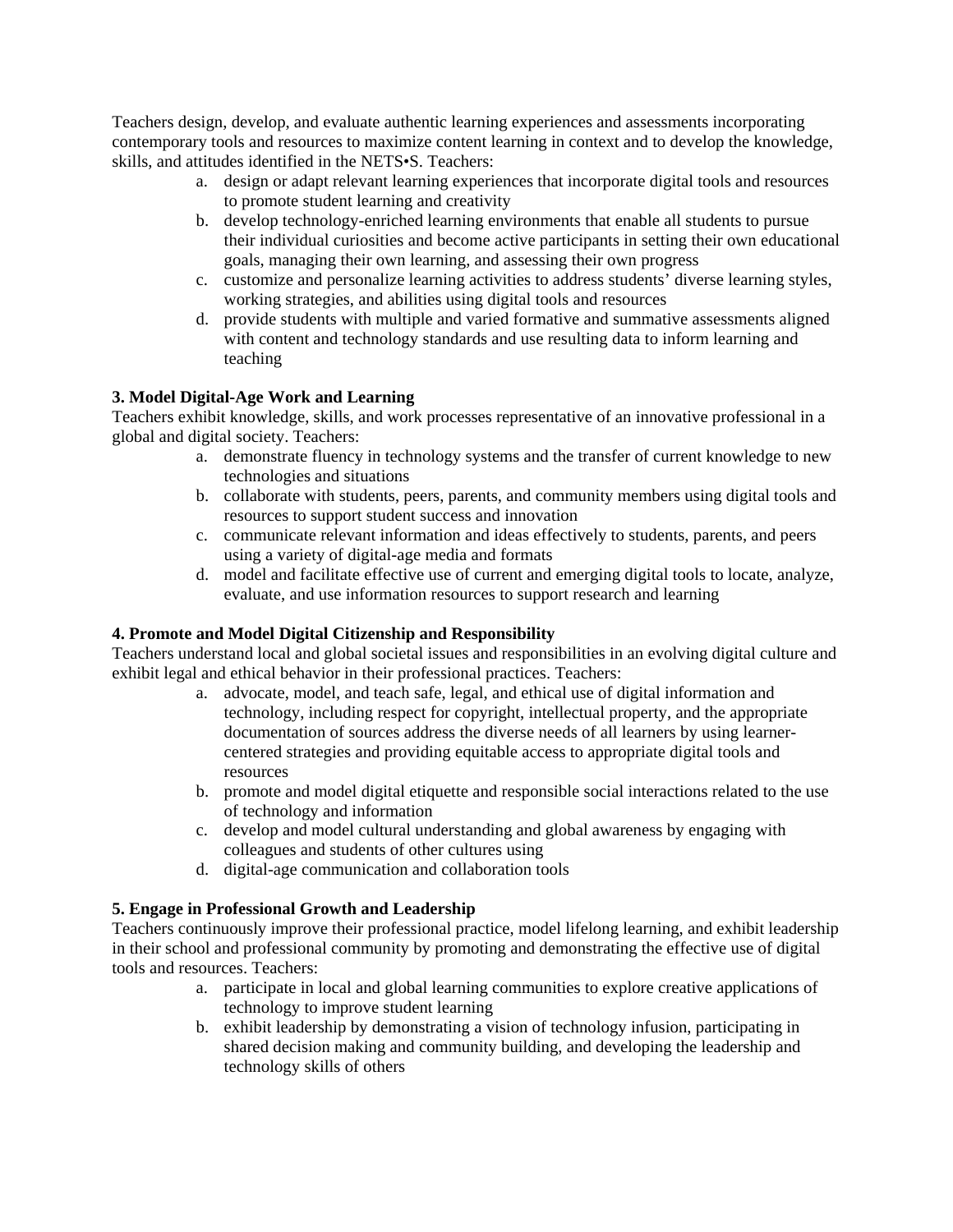Teachers design, develop, and evaluate authentic learning experiences and assessments incorporating contemporary tools and resources to maximize content learning in context and to develop the knowledge, skills, and attitudes identified in the NETS•S. Teachers:

a. design or adapt relevant learning experiences that incorporate digital tools and resources to promote student learning and creativity
b. develop technology-enriched learning environments that enable all students to pursue their individual curiosities and become active participants in setting their own educational goals, managing their own learning, and assessing their own progress
c. customize and personalize learning activities to address students' diverse learning styles, working strategies, and abilities using digital tools and resources
d. provide students with multiple and varied formative and summative assessments aligned with content and technology standards and use resulting data to inform learning and teaching

**3. Model Digital-Age Work and Learning**

Teachers exhibit knowledge, skills, and work processes representative of an innovative professional in a global and digital society. Teachers:

a. demonstrate fluency in technology systems and the transfer of current knowledge to new technologies and situations
b. collaborate with students, peers, parents, and community members using digital tools and resources to support student success and innovation
c. communicate relevant information and ideas effectively to students, parents, and peers using a variety of digital-age media and formats
d. model and facilitate effective use of current and emerging digital tools to locate, analyze, evaluate, and use information resources to support research and learning

**4. Promote and Model Digital Citizenship and Responsibility**

Teachers understand local and global societal issues and responsibilities in an evolving digital culture and exhibit legal and ethical behavior in their professional practices. Teachers:

a. advocate, model, and teach safe, legal, and ethical use of digital information and technology, including respect for copyright, intellectual property, and the appropriate documentation of sources address the diverse needs of all learners by using learner-centered strategies and providing equitable access to appropriate digital tools and resources
b. promote and model digital etiquette and responsible social interactions related to the use of technology and information
c. develop and model cultural understanding and global awareness by engaging with colleagues and students of other cultures using
d. digital-age communication and collaboration tools

**5. Engage in Professional Growth and Leadership**

Teachers continuously improve their professional practice, model lifelong learning, and exhibit leadership in their school and professional community by promoting and demonstrating the effective use of digital tools and resources. Teachers:

a. participate in local and global learning communities to explore creative applications of technology to improve student learning
b. exhibit leadership by demonstrating a vision of technology infusion, participating in shared decision making and community building, and developing the leadership and technology skills of others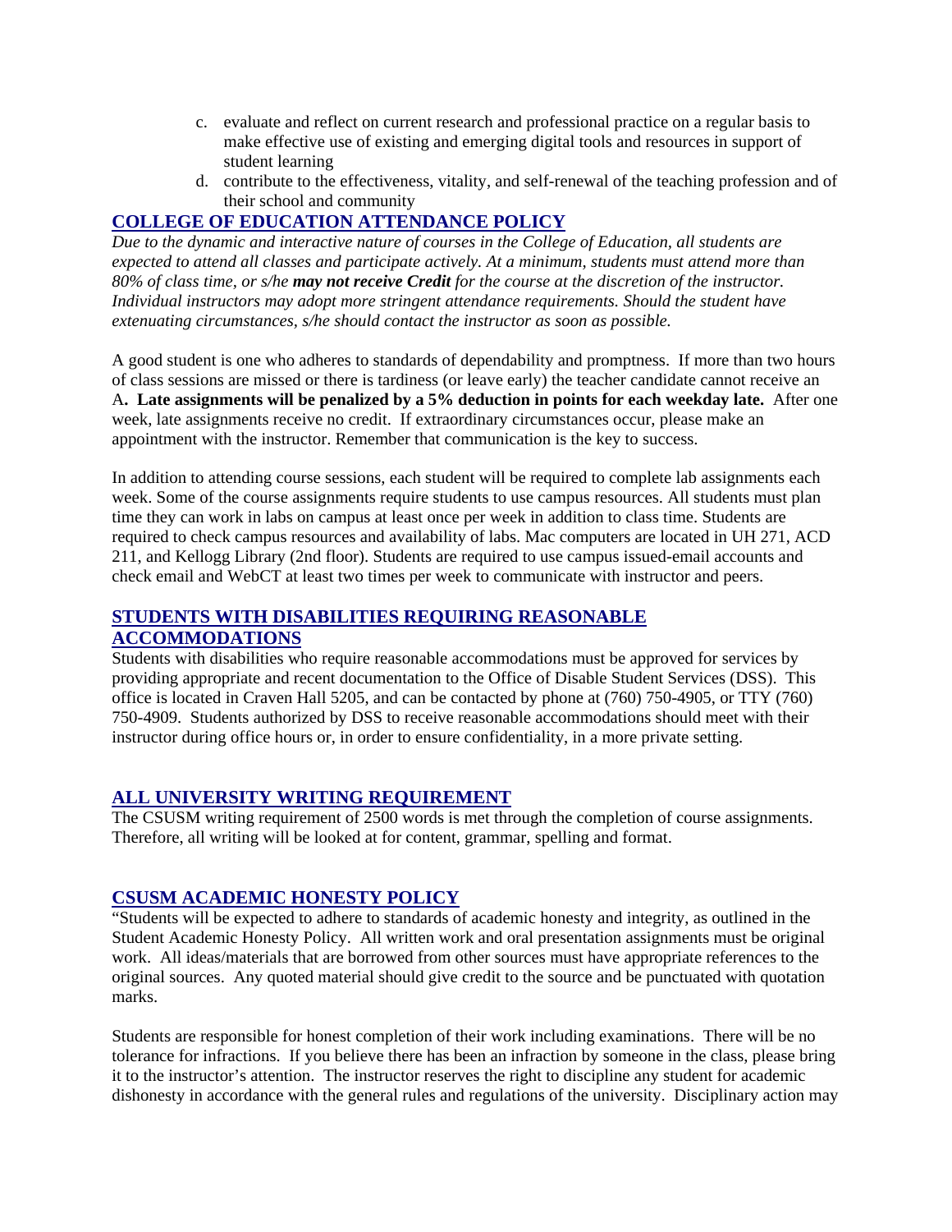c. evaluate and reflect on current research and professional practice on a regular basis to make effective use of existing and emerging digital tools and resources in support of student learning
d. contribute to the effectiveness, vitality, and self-renewal of the teaching profession and of their school and community

## COLLEGE OF EDUCATION ATTENDANCE POLICY

*Due to the dynamic and interactive nature of courses in the College of Education, all students are expected to attend all classes and participate actively. At a minimum, students must attend more than 80% of class time, or s/he **may not receive Credit** for the course at the discretion of the instructor. Individual instructors may adopt more stringent attendance requirements. Should the student have extenuating circumstances, s/he should contact the instructor as soon as possible.*

A good student is one who adheres to standards of dependability and promptness. If more than two hours of class sessions are missed or there is tardiness (or leave early) the teacher candidate cannot receive an A**. Late assignments will be penalized by a 5% deduction in points for each weekday late.** After one week, late assignments receive no credit. If extraordinary circumstances occur, please make an appointment with the instructor. Remember that communication is the key to success.

In addition to attending course sessions, each student will be required to complete lab assignments each week. Some of the course assignments require students to use campus resources. All students must plan time they can work in labs on campus at least once per week in addition to class time. Students are required to check campus resources and availability of labs. Mac computers are located in UH 271, ACD 211, and Kellogg Library (2nd floor). Students are required to use campus issued-email accounts and check email and WebCT at least two times per week to communicate with instructor and peers.

## STUDENTS WITH DISABILITIES REQUIRING REASONABLE ACCOMMODATIONS

Students with disabilities who require reasonable accommodations must be approved for services by providing appropriate and recent documentation to the Office of Disable Student Services (DSS). This office is located in Craven Hall 5205, and can be contacted by phone at (760) 750-4905, or TTY (760) 750-4909. Students authorized by DSS to receive reasonable accommodations should meet with their instructor during office hours or, in order to ensure confidentiality, in a more private setting.

## ALL UNIVERSITY WRITING REQUIREMENT

The CSUSM writing requirement of 2500 words is met through the completion of course assignments. Therefore, all writing will be looked at for content, grammar, spelling and format.

## CSUSM ACADEMIC HONESTY POLICY

"Students will be expected to adhere to standards of academic honesty and integrity, as outlined in the Student Academic Honesty Policy. All written work and oral presentation assignments must be original work. All ideas/materials that are borrowed from other sources must have appropriate references to the original sources. Any quoted material should give credit to the source and be punctuated with quotation marks.

Students are responsible for honest completion of their work including examinations. There will be no tolerance for infractions. If you believe there has been an infraction by someone in the class, please bring it to the instructor's attention. The instructor reserves the right to discipline any student for academic dishonesty in accordance with the general rules and regulations of the university. Disciplinary action may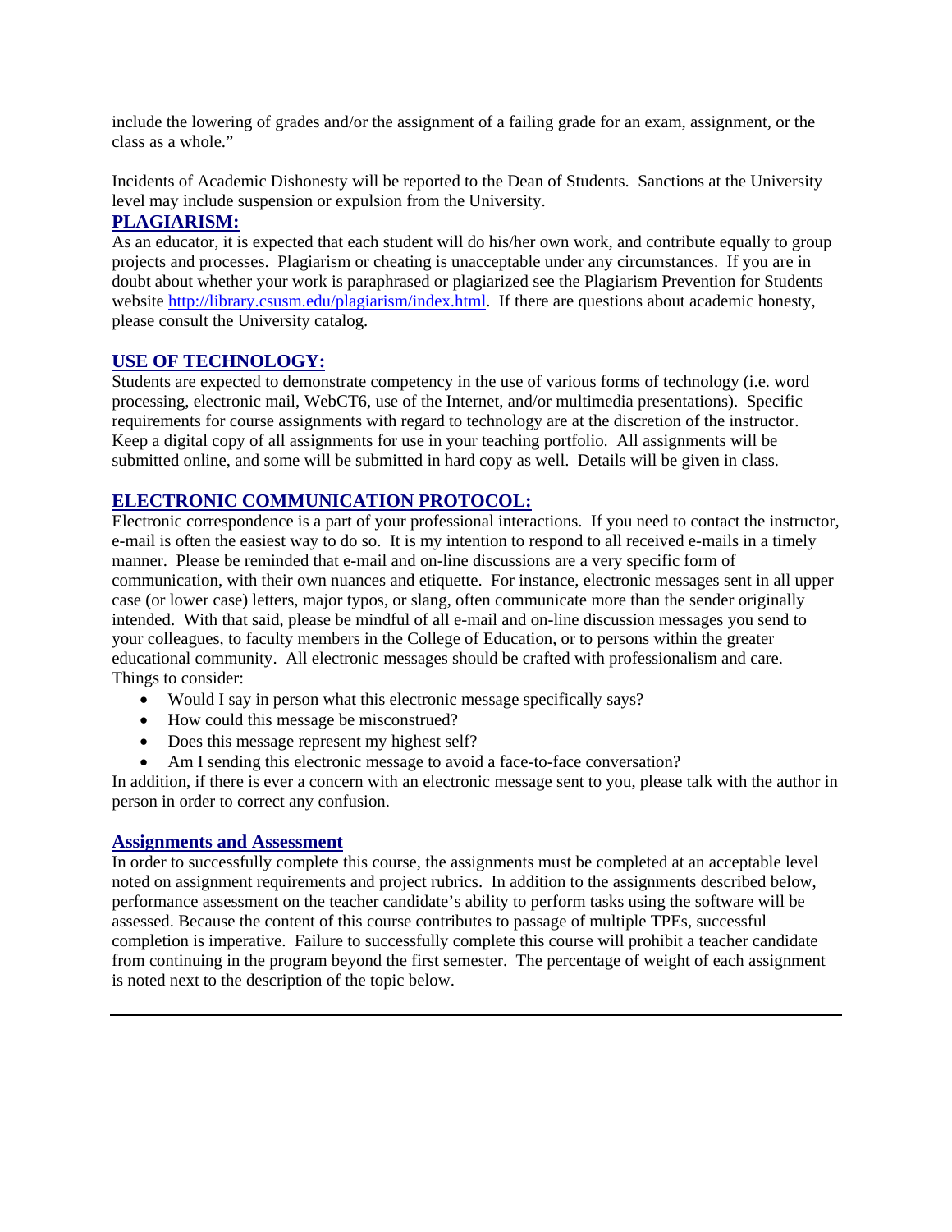include the lowering of grades and/or the assignment of a failing grade for an exam, assignment, or the class as a whole."

Incidents of Academic Dishonesty will be reported to the Dean of Students. Sanctions at the University level may include suspension or expulsion from the University.

## PLAGIARISM:

As an educator, it is expected that each student will do his/her own work, and contribute equally to group projects and processes. Plagiarism or cheating is unacceptable under any circumstances. If you are in doubt about whether your work is paraphrased or plagiarized see the Plagiarism Prevention for Students website http://library.csusm.edu/plagiarism/index.html. If there are questions about academic honesty, please consult the University catalog.

## USE OF TECHNOLOGY:

Students are expected to demonstrate competency in the use of various forms of technology (i.e. word processing, electronic mail, WebCT6, use of the Internet, and/or multimedia presentations). Specific requirements for course assignments with regard to technology are at the discretion of the instructor. Keep a digital copy of all assignments for use in your teaching portfolio. All assignments will be submitted online, and some will be submitted in hard copy as well. Details will be given in class.

## ELECTRONIC COMMUNICATION PROTOCOL:

Electronic correspondence is a part of your professional interactions. If you need to contact the instructor, e-mail is often the easiest way to do so. It is my intention to respond to all received e-mails in a timely manner. Please be reminded that e-mail and on-line discussions are a very specific form of communication, with their own nuances and etiquette. For instance, electronic messages sent in all upper case (or lower case) letters, major typos, or slang, often communicate more than the sender originally intended. With that said, please be mindful of all e-mail and on-line discussion messages you send to your colleagues, to faculty members in the College of Education, or to persons within the greater educational community. All electronic messages should be crafted with professionalism and care. Things to consider:

- Would I say in person what this electronic message specifically says?
- How could this message be misconstrued?
- Does this message represent my highest self?
- Am I sending this electronic message to avoid a face-to-face conversation?

In addition, if there is ever a concern with an electronic message sent to you, please talk with the author in person in order to correct any confusion.

## Assignments and Assessment

In order to successfully complete this course, the assignments must be completed at an acceptable level noted on assignment requirements and project rubrics. In addition to the assignments described below, performance assessment on the teacher candidate's ability to perform tasks using the software will be assessed. Because the content of this course contributes to passage of multiple TPEs, successful completion is imperative. Failure to successfully complete this course will prohibit a teacher candidate from continuing in the program beyond the first semester. The percentage of weight of each assignment is noted next to the description of the topic below.

---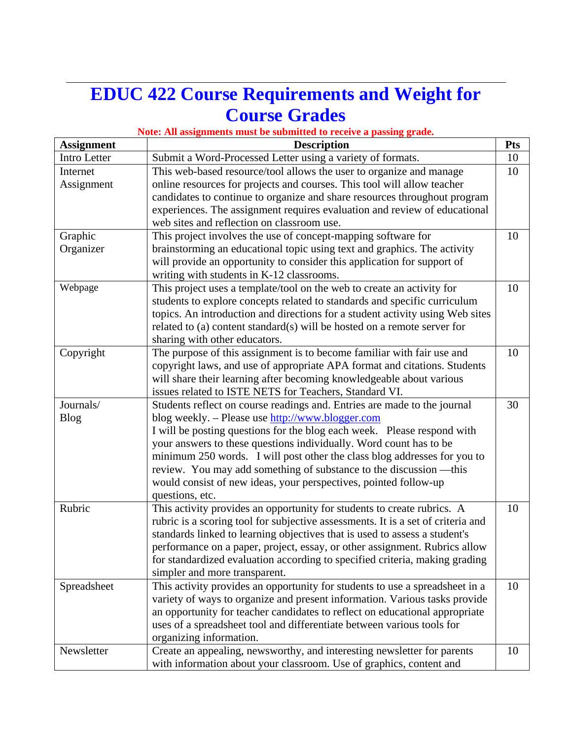# EDUC 422 Course Requirements and Weight for Course Grades

**Note: All assignments must be submitted to receive a passing grade.**

| Assignment | Description | Pts |
|---|---|---|
| Intro Letter | Submit a Word-Processed Letter using a variety of formats. | 10 |
| Internet Assignment | This web-based resource/tool allows the user to organize and manage online resources for projects and courses. This tool will allow teacher candidates to continue to organize and share resources throughout program experiences. The assignment requires evaluation and review of educational web sites and reflection on classroom use. | 10 |
| Graphic Organizer | This project involves the use of concept-mapping software for brainstorming an educational topic using text and graphics. The activity will provide an opportunity to consider this application for support of writing with students in K-12 classrooms. | 10 |
| Webpage | This project uses a template/tool on the web to create an activity for students to explore concepts related to standards and specific curriculum topics. An introduction and directions for a student activity using Web sites related to (a) content standard(s) will be hosted on a remote server for sharing with other educators. | 10 |
| Copyright | The purpose of this assignment is to become familiar with fair use and copyright laws, and use of appropriate APA format and citations. Students will share their learning after becoming knowledgeable about various issues related to ISTE NETS for Teachers, Standard VI. | 10 |
| Journals/ Blog | Students reflect on course readings and. Entries are made to the journal blog weekly. – Please use http://www.blogger.com I will be posting questions for the blog each week. Please respond with your answers to these questions individually. Word count has to be minimum 250 words. I will post other the class blog addresses for you to review. You may add something of substance to the discussion —this would consist of new ideas, your perspectives, pointed follow-up questions, etc. | 30 |
| Rubric | This activity provides an opportunity for students to create rubrics. A rubric is a scoring tool for subjective assessments. It is a set of criteria and standards linked to learning objectives that is used to assess a student's performance on a paper, project, essay, or other assignment. Rubrics allow for standardized evaluation according to specified criteria, making grading simpler and more transparent. | 10 |
| Spreadsheet | This activity provides an opportunity for students to use a spreadsheet in a variety of ways to organize and present information. Various tasks provide an opportunity for teacher candidates to reflect on educational appropriate uses of a spreadsheet tool and differentiate between various tools for organizing information. | 10 |
| Newsletter | Create an appealing, newsworthy, and interesting newsletter for parents with information about your classroom. Use of graphics, content and | 10 |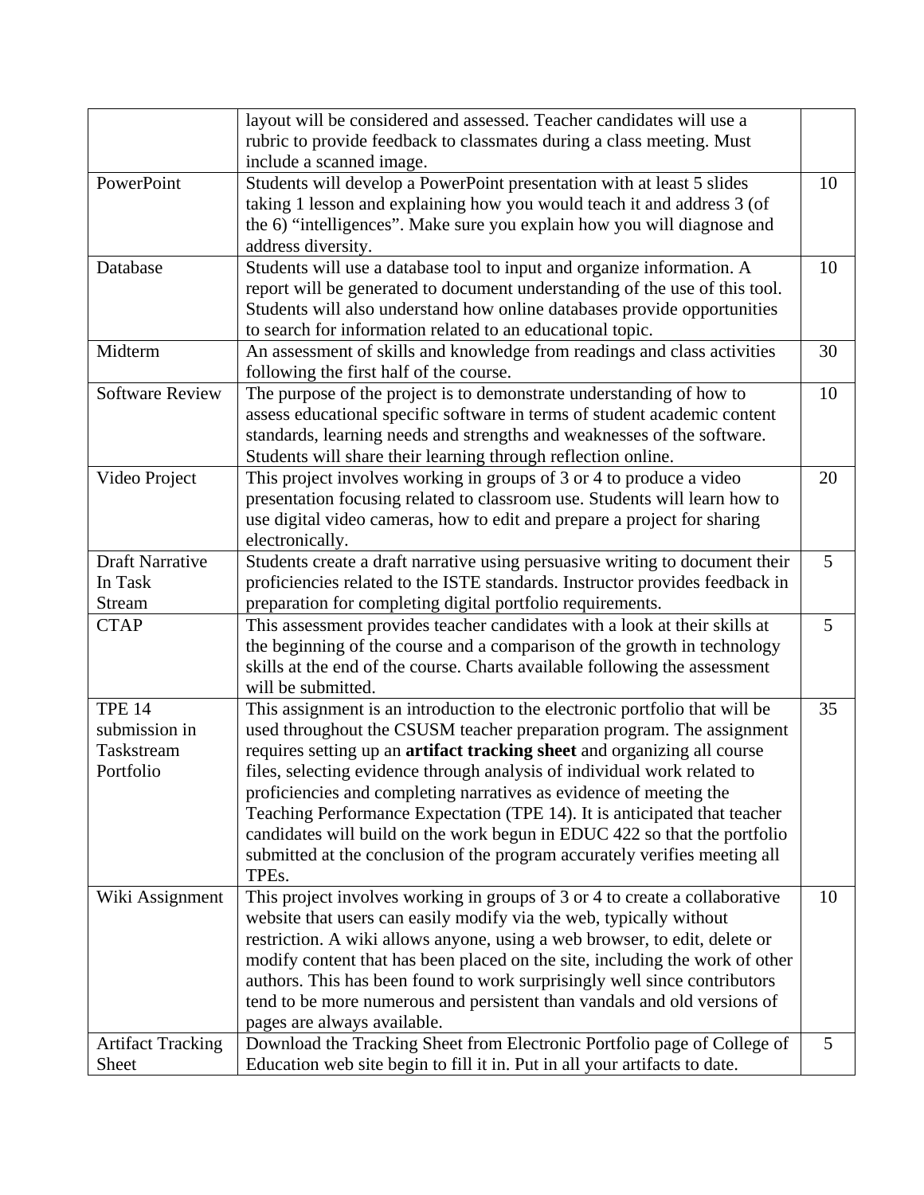| | | |
|---|---|---|
| | layout will be considered and assessed. Teacher candidates will use a rubric to provide feedback to classmates during a class meeting. Must include a scanned image. | |
| PowerPoint | Students will develop a PowerPoint presentation with at least 5 slides taking 1 lesson and explaining how you would teach it and address 3 (of the 6) "intelligences". Make sure you explain how you will diagnose and address diversity. | 10 |
| Database | Students will use a database tool to input and organize information. A report will be generated to document understanding of the use of this tool. Students will also understand how online databases provide opportunities to search for information related to an educational topic. | 10 |
| Midterm | An assessment of skills and knowledge from readings and class activities following the first half of the course. | 30 |
| Software Review | The purpose of the project is to demonstrate understanding of how to assess educational specific software in terms of student academic content standards, learning needs and strengths and weaknesses of the software. Students will share their learning through reflection online. | 10 |
| Video Project | This project involves working in groups of 3 or 4 to produce a video presentation focusing related to classroom use. Students will learn how to use digital video cameras, how to edit and prepare a project for sharing electronically. | 20 |
| Draft Narrative In Task Stream | Students create a draft narrative using persuasive writing to document their proficiencies related to the ISTE standards. Instructor provides feedback in preparation for completing digital portfolio requirements. | 5 |
| CTAP | This assessment provides teacher candidates with a look at their skills at the beginning of the course and a comparison of the growth in technology skills at the end of the course. Charts available following the assessment will be submitted. | 5 |
| TPE 14 submission in Taskstream Portfolio | This assignment is an introduction to the electronic portfolio that will be used throughout the CSUSM teacher preparation program. The assignment requires setting up an **artifact tracking sheet** and organizing all course files, selecting evidence through analysis of individual work related to proficiencies and completing narratives as evidence of meeting the Teaching Performance Expectation (TPE 14). It is anticipated that teacher candidates will build on the work begun in EDUC 422 so that the portfolio submitted at the conclusion of the program accurately verifies meeting all TPEs. | 35 |
| Wiki Assignment | This project involves working in groups of 3 or 4 to create a collaborative website that users can easily modify via the web, typically without restriction. A wiki allows anyone, using a web browser, to edit, delete or modify content that has been placed on the site, including the work of other authors. This has been found to work surprisingly well since contributors tend to be more numerous and persistent than vandals and old versions of pages are always available. | 10 |
| Artifact Tracking Sheet | Download the Tracking Sheet from Electronic Portfolio page of College of Education web site begin to fill it in. Put in all your artifacts to date. | 5 |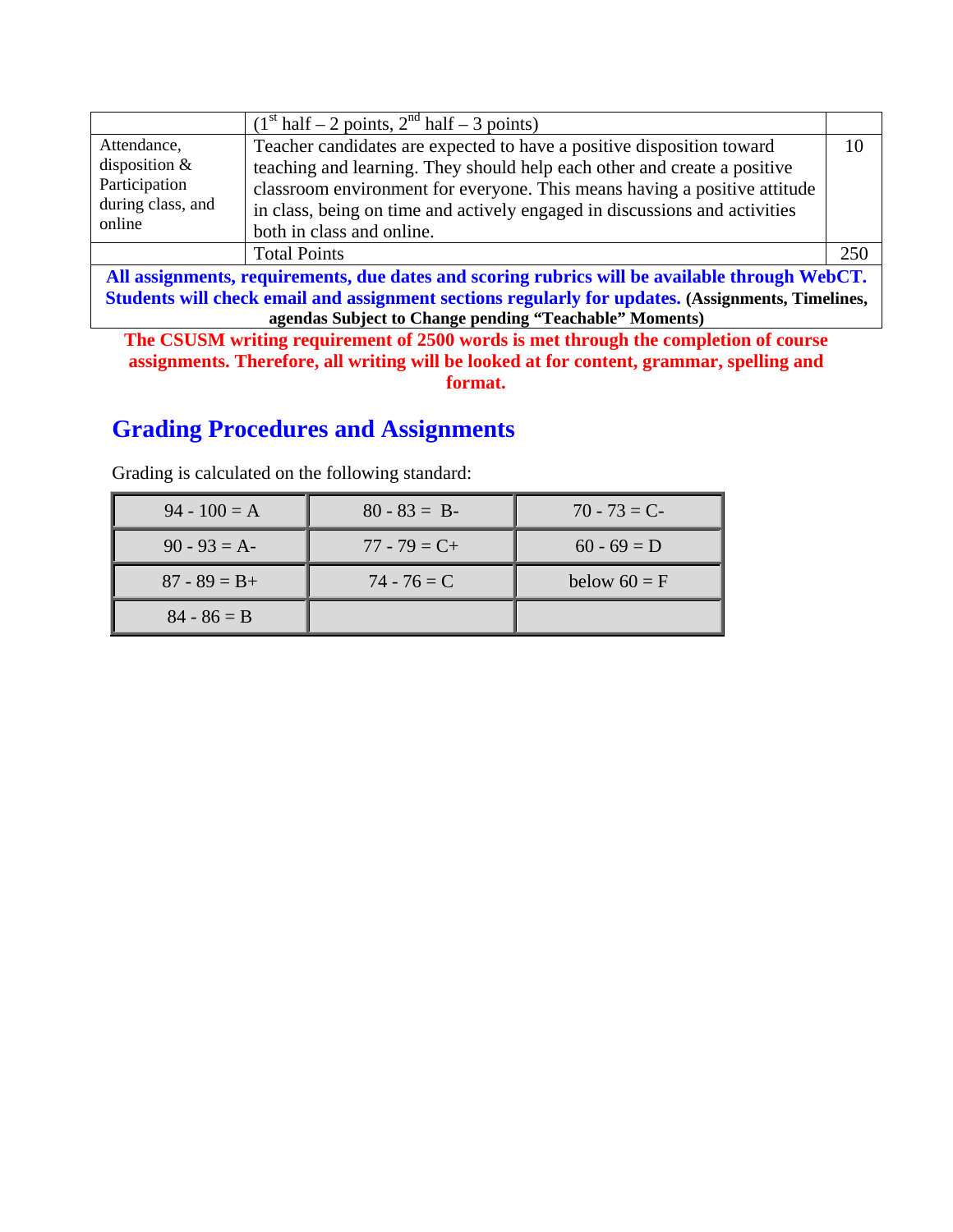| | | |
|---|---|---|
| | (1st half – 2 points, 2nd half – 3 points) | |
| Attendance, disposition & Participation during class, and online | Teacher candidates are expected to have a positive disposition toward teaching and learning. They should help each other and create a positive classroom environment for everyone. This means having a positive attitude in class, being on time and actively engaged in discussions and activities both in class and online. | 10 |
| | Total Points | 250 |

**All assignments, requirements, due dates and scoring rubrics will be available through WebCT. Students will check email and assignment sections regularly for updates.** **(Assignments, Timelines, agendas Subject to Change pending "Teachable" Moments)**

**The CSUSM writing requirement of 2500 words is met through the completion of course assignments. Therefore, all writing will be looked at for content, grammar, spelling and format.**

## Grading Procedures and Assignments

Grading is calculated on the following standard:

| | | |
|---|---|---|
| 94 - 100 = A | 80 - 83 = B- | 70 - 73 = C- |
| 90 - 93 = A- | 77 - 79 = C+ | 60 - 69 = D |
| 87 - 89 = B+ | 74 - 76 = C | below 60 = F |
| 84 - 86 = B | | |